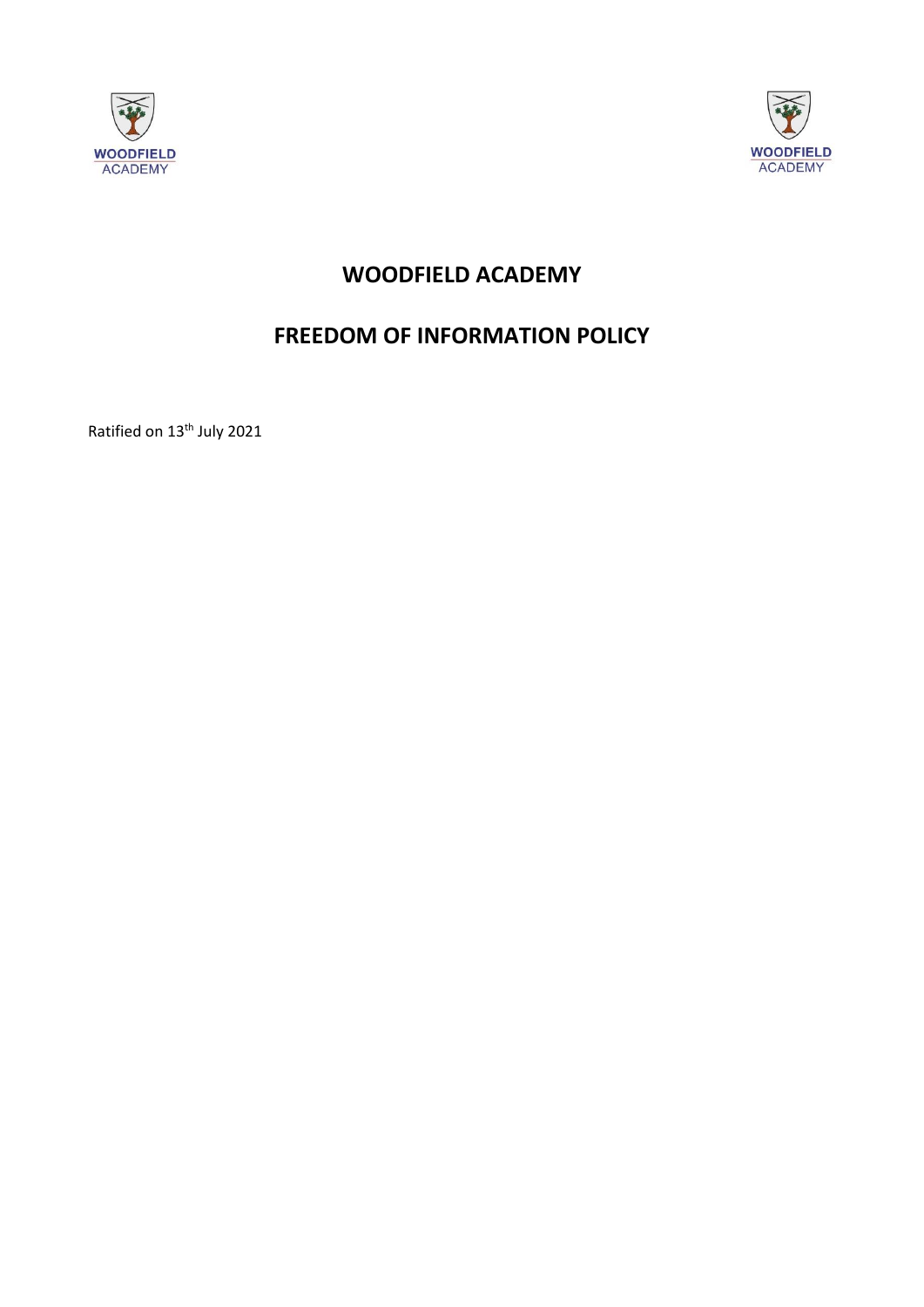# WOODFIELD ACADEMY

## FREEDOM OF INFORMATION POLICY

Ratified on 13th July 2021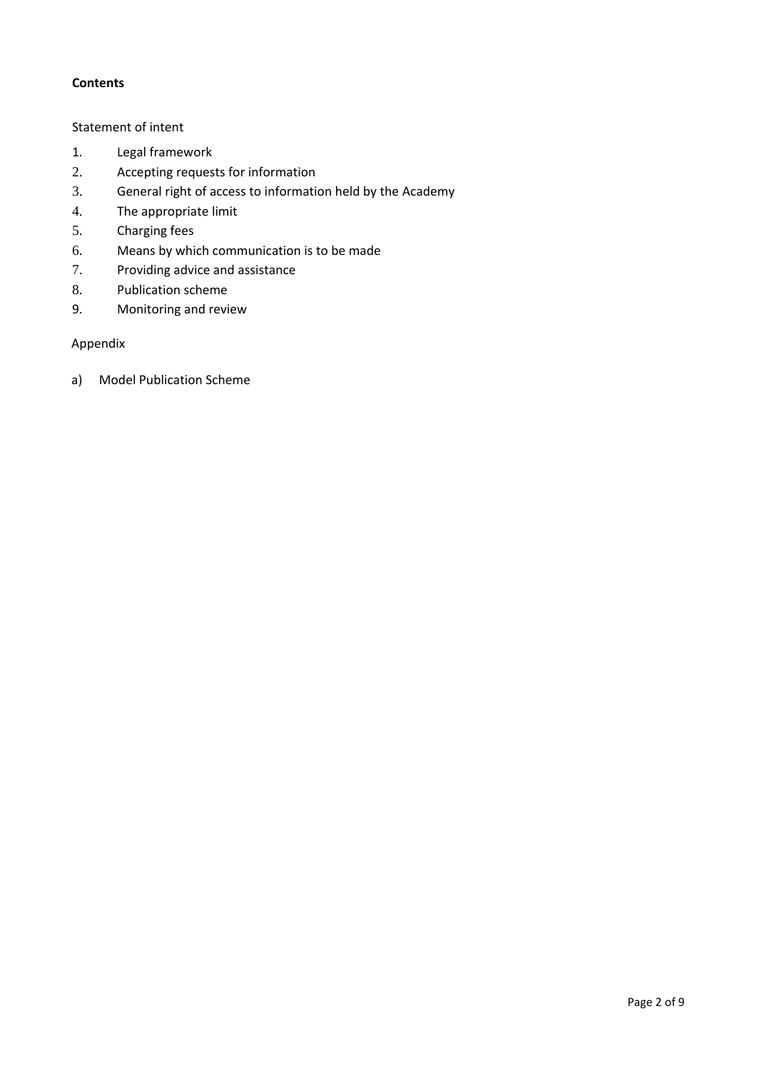**Contents**

Statement of intent

1. Legal framework
2. Accepting requests for information
3. General right of access to information held by the Academy
4. The appropriate limit
5. Charging fees
6. Means by which communication is to be made
7. Providing advice and assistance
8. Publication scheme
9. Monitoring and review

Appendix

a) Model Publication Scheme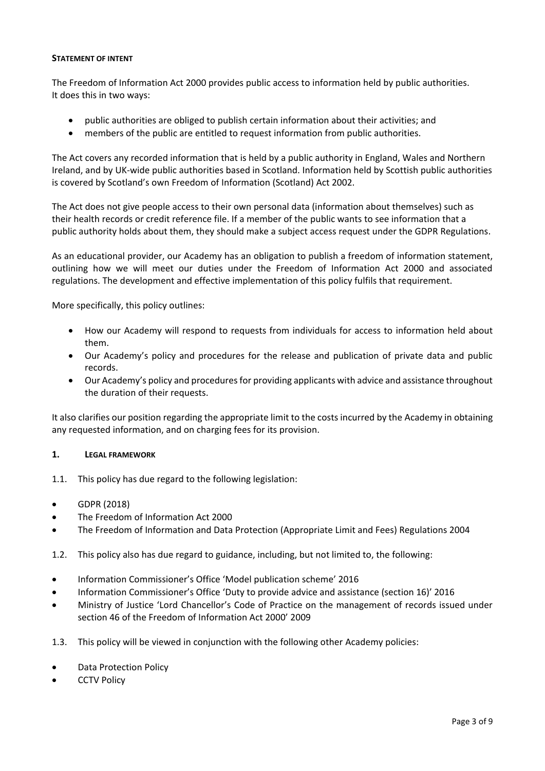## STATEMENT OF INTENT

The Freedom of Information Act 2000 provides public access to information held by public authorities. It does this in two ways:

- public authorities are obliged to publish certain information about their activities; and
- members of the public are entitled to request information from public authorities.

The Act covers any recorded information that is held by a public authority in England, Wales and Northern Ireland, and by UK-wide public authorities based in Scotland. Information held by Scottish public authorities is covered by Scotland's own Freedom of Information (Scotland) Act 2002.

The Act does not give people access to their own personal data (information about themselves) such as their health records or credit reference file. If a member of the public wants to see information that a public authority holds about them, they should make a subject access request under the GDPR Regulations.

As an educational provider, our Academy has an obligation to publish a freedom of information statement, outlining how we will meet our duties under the Freedom of Information Act 2000 and associated regulations. The development and effective implementation of this policy fulfils that requirement.

More specifically, this policy outlines:

- How our Academy will respond to requests from individuals for access to information held about them.
- Our Academy's policy and procedures for the release and publication of private data and public records.
- Our Academy's policy and procedures for providing applicants with advice and assistance throughout the duration of their requests.

It also clarifies our position regarding the appropriate limit to the costs incurred by the Academy in obtaining any requested information, and on charging fees for its provision.

## 1. LEGAL FRAMEWORK

1.1. This policy has due regard to the following legislation:

- GDPR (2018)
- The Freedom of Information Act 2000
- The Freedom of Information and Data Protection (Appropriate Limit and Fees) Regulations 2004

1.2. This policy also has due regard to guidance, including, but not limited to, the following:

- Information Commissioner's Office 'Model publication scheme' 2016
- Information Commissioner's Office 'Duty to provide advice and assistance (section 16)' 2016
- Ministry of Justice 'Lord Chancellor's Code of Practice on the management of records issued under section 46 of the Freedom of Information Act 2000' 2009

1.3. This policy will be viewed in conjunction with the following other Academy policies:

- Data Protection Policy
- CCTV Policy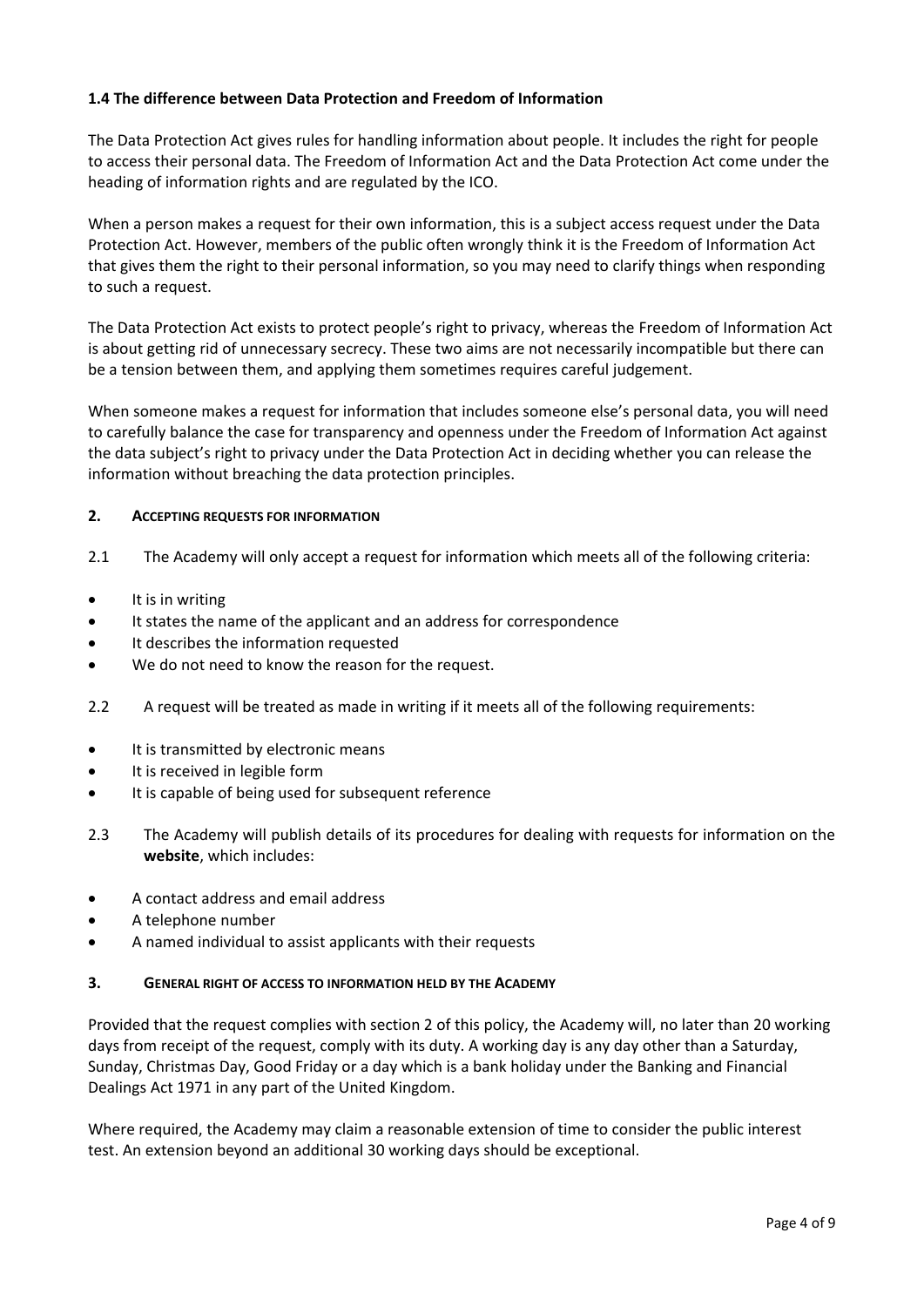### 1.4 The difference between Data Protection and Freedom of Information

The Data Protection Act gives rules for handling information about people. It includes the right for people to access their personal data. The Freedom of Information Act and the Data Protection Act come under the heading of information rights and are regulated by the ICO.

When a person makes a request for their own information, this is a subject access request under the Data Protection Act. However, members of the public often wrongly think it is the Freedom of Information Act that gives them the right to their personal information, so you may need to clarify things when responding to such a request.

The Data Protection Act exists to protect people's right to privacy, whereas the Freedom of Information Act is about getting rid of unnecessary secrecy. These two aims are not necessarily incompatible but there can be a tension between them, and applying them sometimes requires careful judgement.

When someone makes a request for information that includes someone else's personal data, you will need to carefully balance the case for transparency and openness under the Freedom of Information Act against the data subject's right to privacy under the Data Protection Act in deciding whether you can release the information without breaching the data protection principles.

## 2. ACCEPTING REQUESTS FOR INFORMATION

2.1 The Academy will only accept a request for information which meets all of the following criteria:

- It is in writing
- It states the name of the applicant and an address for correspondence
- It describes the information requested
- We do not need to know the reason for the request.

2.2 A request will be treated as made in writing if it meets all of the following requirements:

- It is transmitted by electronic means
- It is received in legible form
- It is capable of being used for subsequent reference

2.3 The Academy will publish details of its procedures for dealing with requests for information on the **website**, which includes:

- A contact address and email address
- A telephone number
- A named individual to assist applicants with their requests

## 3. GENERAL RIGHT OF ACCESS TO INFORMATION HELD BY THE ACADEMY

Provided that the request complies with section 2 of this policy, the Academy will, no later than 20 working days from receipt of the request, comply with its duty. A working day is any day other than a Saturday, Sunday, Christmas Day, Good Friday or a day which is a bank holiday under the Banking and Financial Dealings Act 1971 in any part of the United Kingdom.

Where required, the Academy may claim a reasonable extension of time to consider the public interest test. An extension beyond an additional 30 working days should be exceptional.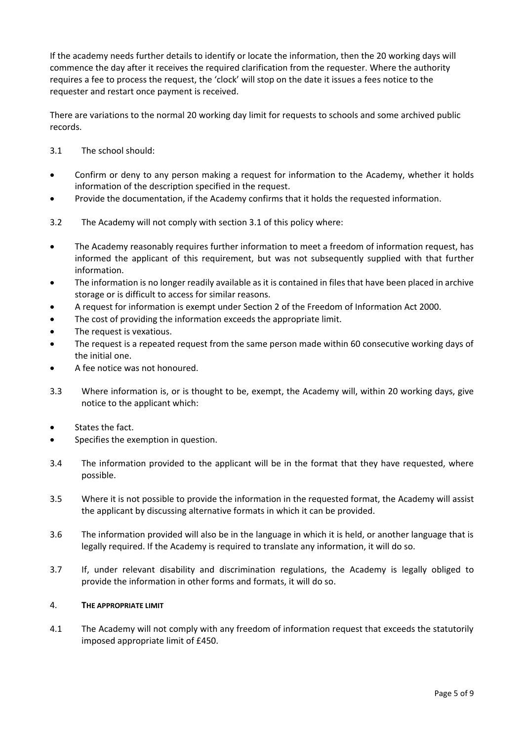If the academy needs further details to identify or locate the information, then the 20 working days will commence the day after it receives the required clarification from the requester. Where the authority requires a fee to process the request, the 'clock' will stop on the date it issues a fees notice to the requester and restart once payment is received.

There are variations to the normal 20 working day limit for requests to schools and some archived public records.

3.1 The school should:

- Confirm or deny to any person making a request for information to the Academy, whether it holds information of the description specified in the request.
- Provide the documentation, if the Academy confirms that it holds the requested information.

3.2 The Academy will not comply with section 3.1 of this policy where:

- The Academy reasonably requires further information to meet a freedom of information request, has informed the applicant of this requirement, but was not subsequently supplied with that further information.
- The information is no longer readily available as it is contained in files that have been placed in archive storage or is difficult to access for similar reasons.
- A request for information is exempt under Section 2 of the Freedom of Information Act 2000.
- The cost of providing the information exceeds the appropriate limit.
- The request is vexatious.
- The request is a repeated request from the same person made within 60 consecutive working days of the initial one.
- A fee notice was not honoured.

3.3 Where information is, or is thought to be, exempt, the Academy will, within 20 working days, give notice to the applicant which:

- States the fact.
- Specifies the exemption in question.

3.4 The information provided to the applicant will be in the format that they have requested, where possible.

3.5 Where it is not possible to provide the information in the requested format, the Academy will assist the applicant by discussing alternative formats in which it can be provided.

3.6 The information provided will also be in the language in which it is held, or another language that is legally required. If the Academy is required to translate any information, it will do so.

3.7 If, under relevant disability and discrimination regulations, the Academy is legally obliged to provide the information in other forms and formats, it will do so.

## 4. THE APPROPRIATE LIMIT

4.1 The Academy will not comply with any freedom of information request that exceeds the statutorily imposed appropriate limit of £450.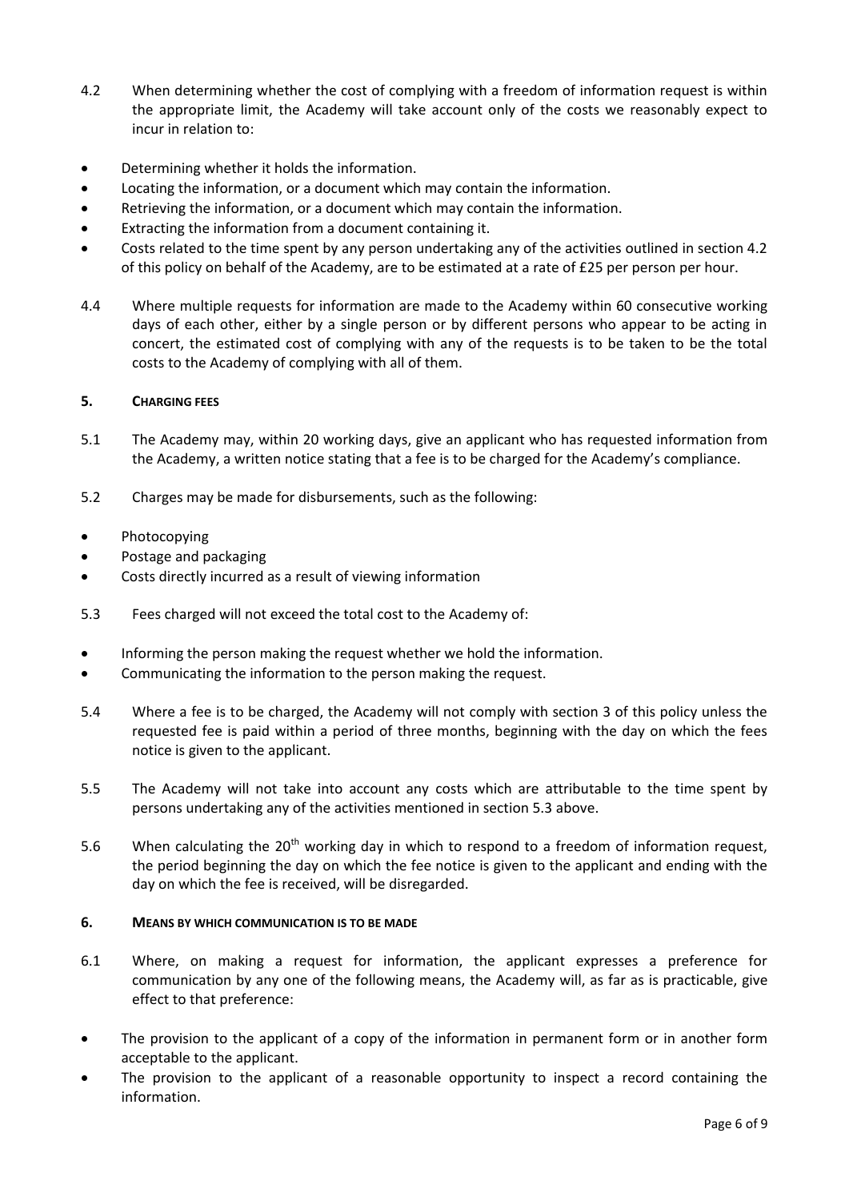4.2 When determining whether the cost of complying with a freedom of information request is within the appropriate limit, the Academy will take account only of the costs we reasonably expect to incur in relation to:

- Determining whether it holds the information.
- Locating the information, or a document which may contain the information.
- Retrieving the information, or a document which may contain the information.
- Extracting the information from a document containing it.
- Costs related to the time spent by any person undertaking any of the activities outlined in section 4.2 of this policy on behalf of the Academy, are to be estimated at a rate of £25 per person per hour.

4.4 Where multiple requests for information are made to the Academy within 60 consecutive working days of each other, either by a single person or by different persons who appear to be acting in concert, the estimated cost of complying with any of the requests is to be taken to be the total costs to the Academy of complying with all of them.

## 5. CHARGING FEES

5.1 The Academy may, within 20 working days, give an applicant who has requested information from the Academy, a written notice stating that a fee is to be charged for the Academy's compliance.

5.2 Charges may be made for disbursements, such as the following:

- Photocopying
- Postage and packaging
- Costs directly incurred as a result of viewing information

5.3 Fees charged will not exceed the total cost to the Academy of:

- Informing the person making the request whether we hold the information.
- Communicating the information to the person making the request.

5.4 Where a fee is to be charged, the Academy will not comply with section 3 of this policy unless the requested fee is paid within a period of three months, beginning with the day on which the fees notice is given to the applicant.

5.5 The Academy will not take into account any costs which are attributable to the time spent by persons undertaking any of the activities mentioned in section 5.3 above.

5.6 When calculating the 20th working day in which to respond to a freedom of information request, the period beginning the day on which the fee notice is given to the applicant and ending with the day on which the fee is received, will be disregarded.

## 6. MEANS BY WHICH COMMUNICATION IS TO BE MADE

6.1 Where, on making a request for information, the applicant expresses a preference for communication by any one of the following means, the Academy will, as far as is practicable, give effect to that preference:

- The provision to the applicant of a copy of the information in permanent form or in another form acceptable to the applicant.
- The provision to the applicant of a reasonable opportunity to inspect a record containing the information.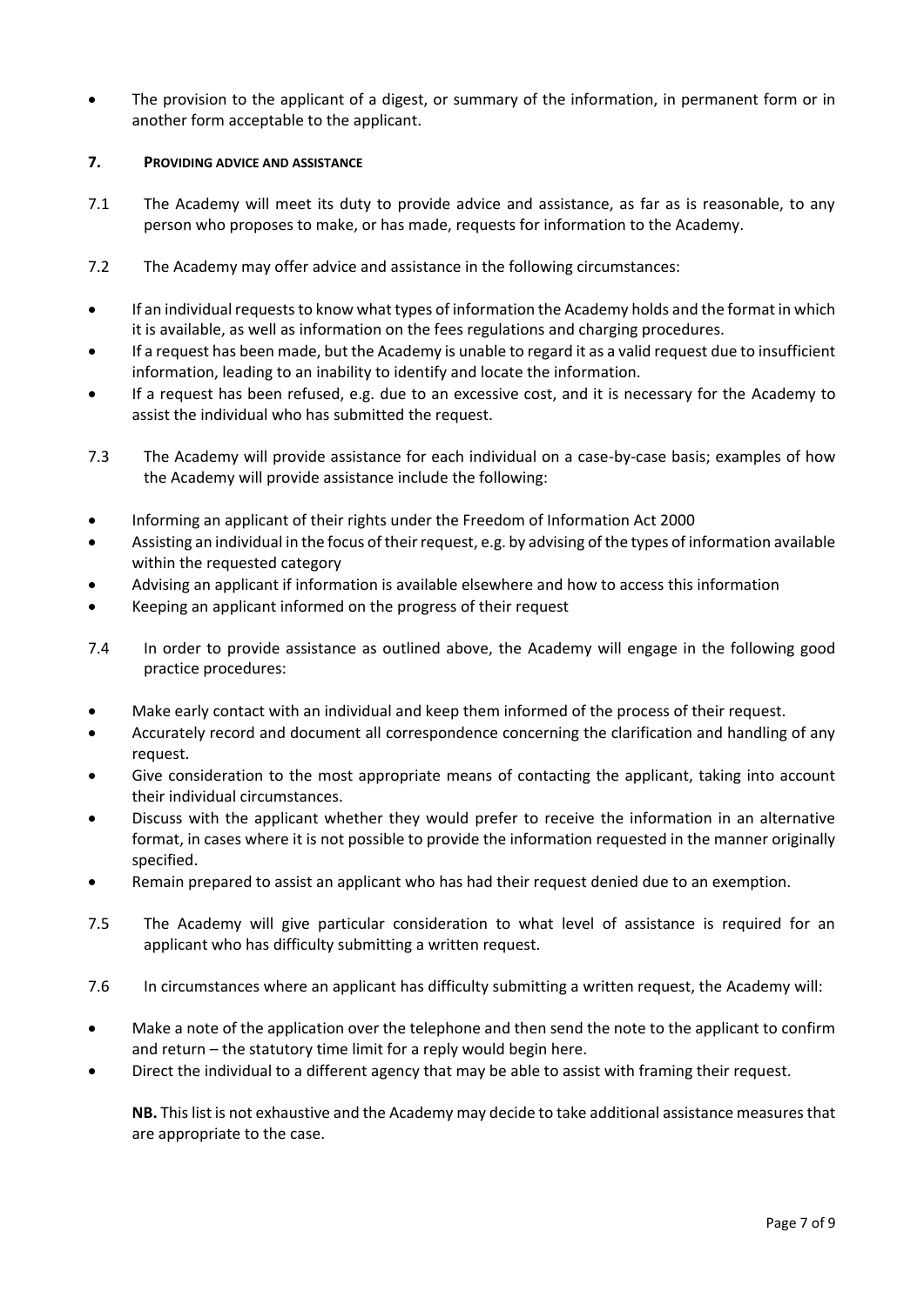- The provision to the applicant of a digest, or summary of the information, in permanent form or in another form acceptable to the applicant.

## 7. PROVIDING ADVICE AND ASSISTANCE

7.1 The Academy will meet its duty to provide advice and assistance, as far as is reasonable, to any person who proposes to make, or has made, requests for information to the Academy.

7.2 The Academy may offer advice and assistance in the following circumstances:

- If an individual requests to know what types of information the Academy holds and the format in which it is available, as well as information on the fees regulations and charging procedures.
- If a request has been made, but the Academy is unable to regard it as a valid request due to insufficient information, leading to an inability to identify and locate the information.
- If a request has been refused, e.g. due to an excessive cost, and it is necessary for the Academy to assist the individual who has submitted the request.

7.3 The Academy will provide assistance for each individual on a case-by-case basis; examples of how the Academy will provide assistance include the following:

- Informing an applicant of their rights under the Freedom of Information Act 2000
- Assisting an individual in the focus of their request, e.g. by advising of the types of information available within the requested category
- Advising an applicant if information is available elsewhere and how to access this information
- Keeping an applicant informed on the progress of their request

7.4 In order to provide assistance as outlined above, the Academy will engage in the following good practice procedures:

- Make early contact with an individual and keep them informed of the process of their request.
- Accurately record and document all correspondence concerning the clarification and handling of any request.
- Give consideration to the most appropriate means of contacting the applicant, taking into account their individual circumstances.
- Discuss with the applicant whether they would prefer to receive the information in an alternative format, in cases where it is not possible to provide the information requested in the manner originally specified.
- Remain prepared to assist an applicant who has had their request denied due to an exemption.

7.5 The Academy will give particular consideration to what level of assistance is required for an applicant who has difficulty submitting a written request.

7.6 In circumstances where an applicant has difficulty submitting a written request, the Academy will:

- Make a note of the application over the telephone and then send the note to the applicant to confirm and return – the statutory time limit for a reply would begin here.
- Direct the individual to a different agency that may be able to assist with framing their request.

**NB.** This list is not exhaustive and the Academy may decide to take additional assistance measures that are appropriate to the case.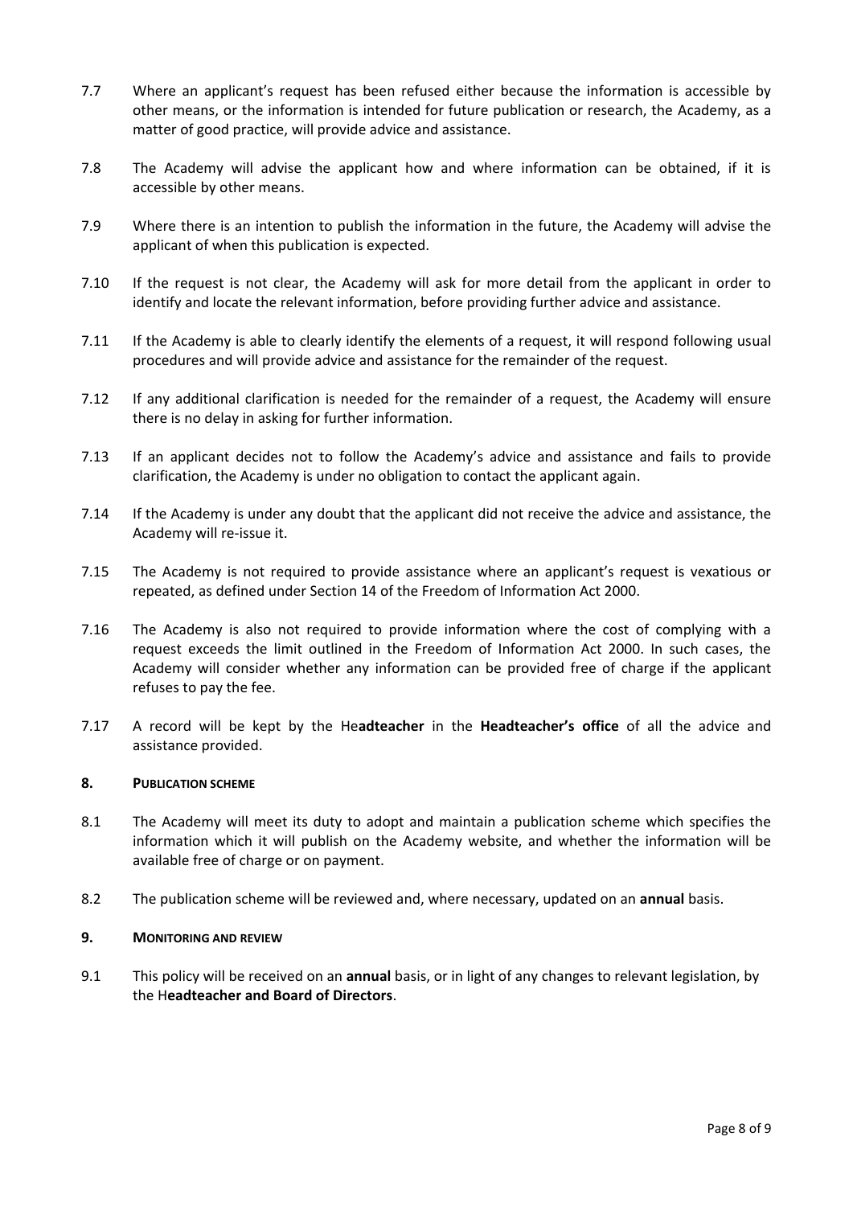7.7 Where an applicant's request has been refused either because the information is accessible by other means, or the information is intended for future publication or research, the Academy, as a matter of good practice, will provide advice and assistance.

7.8 The Academy will advise the applicant how and where information can be obtained, if it is accessible by other means.

7.9 Where there is an intention to publish the information in the future, the Academy will advise the applicant of when this publication is expected.

7.10 If the request is not clear, the Academy will ask for more detail from the applicant in order to identify and locate the relevant information, before providing further advice and assistance.

7.11 If the Academy is able to clearly identify the elements of a request, it will respond following usual procedures and will provide advice and assistance for the remainder of the request.

7.12 If any additional clarification is needed for the remainder of a request, the Academy will ensure there is no delay in asking for further information.

7.13 If an applicant decides not to follow the Academy's advice and assistance and fails to provide clarification, the Academy is under no obligation to contact the applicant again.

7.14 If the Academy is under any doubt that the applicant did not receive the advice and assistance, the Academy will re-issue it.

7.15 The Academy is not required to provide assistance where an applicant's request is vexatious or repeated, as defined under Section 14 of the Freedom of Information Act 2000.

7.16 The Academy is also not required to provide information where the cost of complying with a request exceeds the limit outlined in the Freedom of Information Act 2000. In such cases, the Academy will consider whether any information can be provided free of charge if the applicant refuses to pay the fee.

7.17 A record will be kept by the He**adteacher** in the **Headteacher's office** of all the advice and assistance provided.

## 8. PUBLICATION SCHEME

8.1 The Academy will meet its duty to adopt and maintain a publication scheme which specifies the information which it will publish on the Academy website, and whether the information will be available free of charge or on payment.

8.2 The publication scheme will be reviewed and, where necessary, updated on an **annual** basis.

## 9. MONITORING AND REVIEW

9.1 This policy will be received on an **annual** basis, or in light of any changes to relevant legislation, by the H**eadteacher and Board of Directors**.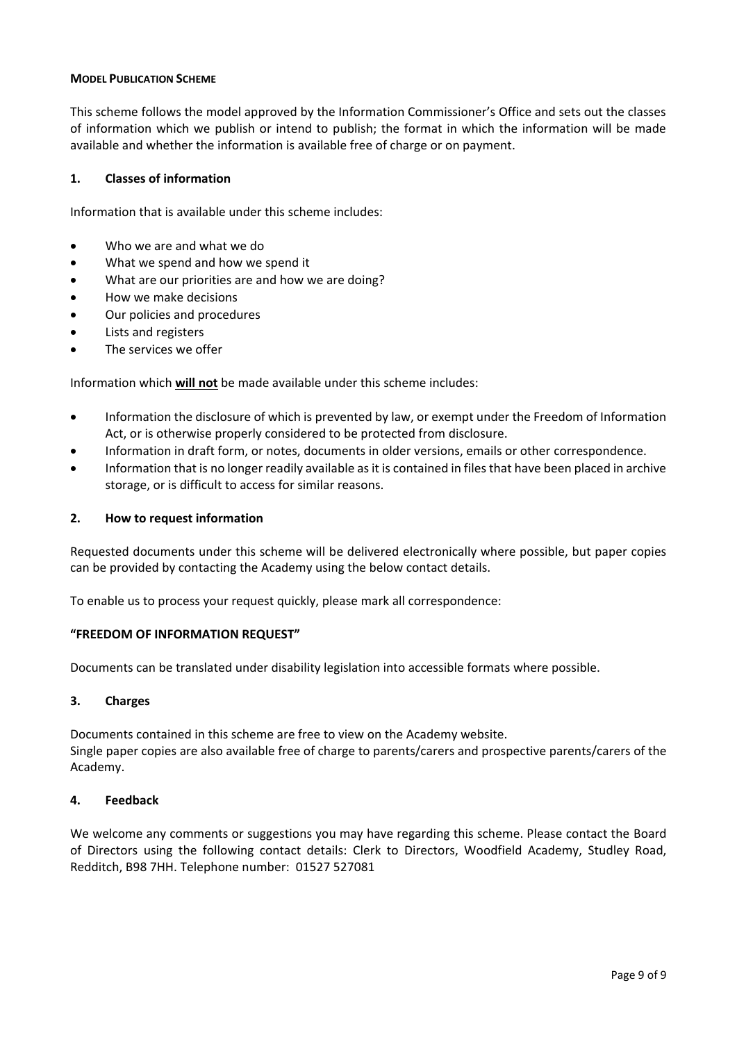## MODEL PUBLICATION SCHEME

This scheme follows the model approved by the Information Commissioner's Office and sets out the classes of information which we publish or intend to publish; the format in which the information will be made available and whether the information is available free of charge or on payment.

### 1. Classes of information

Information that is available under this scheme includes:

- Who we are and what we do
- What we spend and how we spend it
- What are our priorities are and how we are doing?
- How we make decisions
- Our policies and procedures
- Lists and registers
- The services we offer

Information which **will not** be made available under this scheme includes:

- Information the disclosure of which is prevented by law, or exempt under the Freedom of Information Act, or is otherwise properly considered to be protected from disclosure.
- Information in draft form, or notes, documents in older versions, emails or other correspondence.
- Information that is no longer readily available as it is contained in files that have been placed in archive storage, or is difficult to access for similar reasons.

### 2. How to request information

Requested documents under this scheme will be delivered electronically where possible, but paper copies can be provided by contacting the Academy using the below contact details.

To enable us to process your request quickly, please mark all correspondence:

**"FREEDOM OF INFORMATION REQUEST"**

Documents can be translated under disability legislation into accessible formats where possible.

### 3. Charges

Documents contained in this scheme are free to view on the Academy website.
Single paper copies are also available free of charge to parents/carers and prospective parents/carers of the Academy.

### 4. Feedback

We welcome any comments or suggestions you may have regarding this scheme. Please contact the Board of Directors using the following contact details: Clerk to Directors, Woodfield Academy, Studley Road, Redditch, B98 7HH. Telephone number: 01527 527081